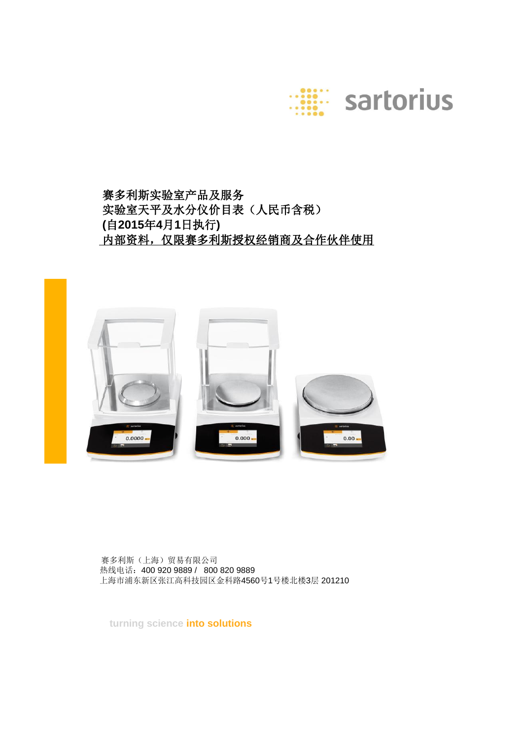sartorius

**赛多利斯实验室产品及服务**
**实验室天平及水分仪价目表（人民币含税）**
**(自2015年4月1日执行)**
**内部资料，仅限赛多利斯授权经销商及合作伙伴使用**

赛多利斯（上海）贸易有限公司
热线电话：400 920 9889 /  800 820 9889
上海市浦东新区张江高科技园区金科路4560号1号楼北楼3层 201210

turning science **into solutions**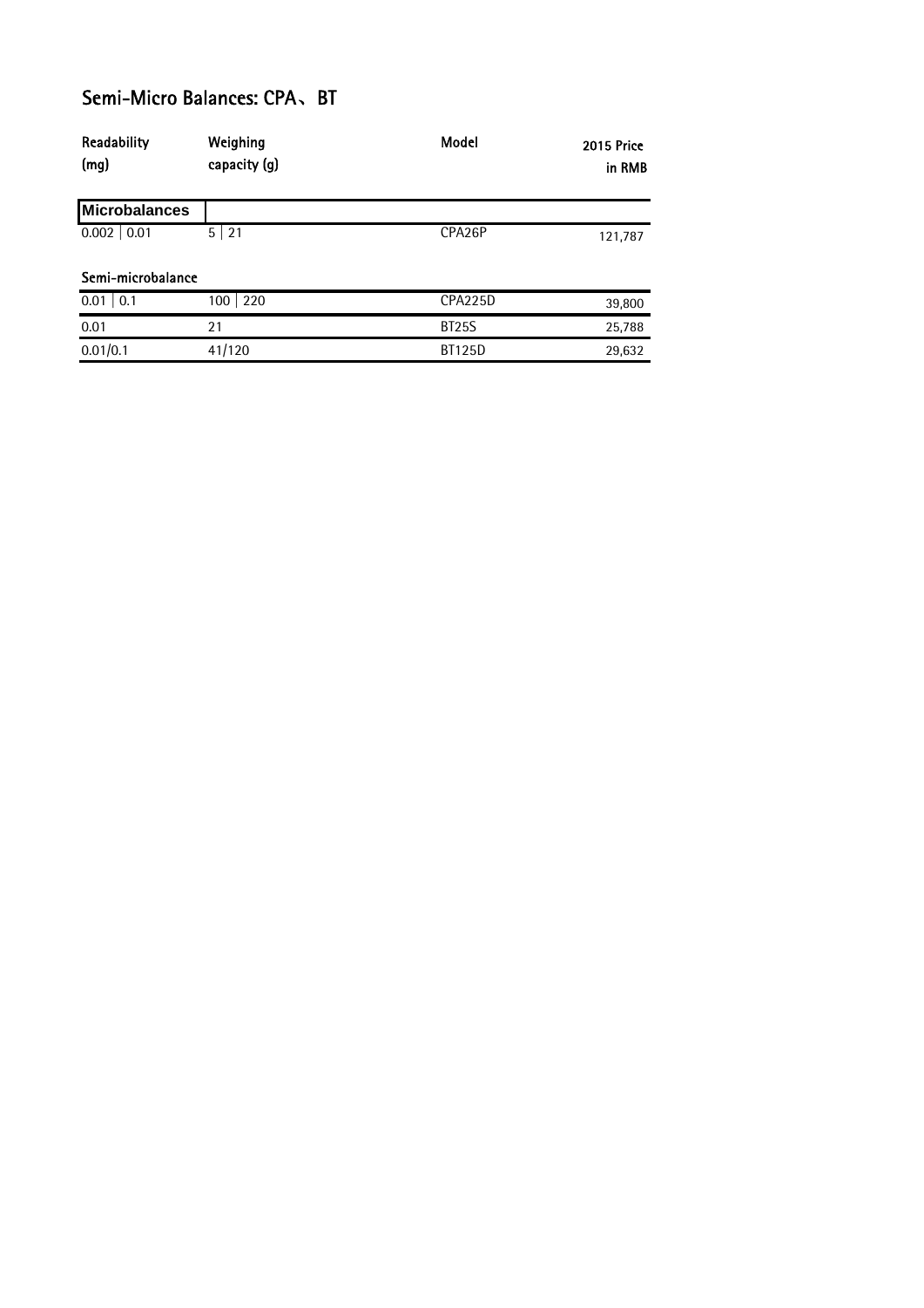## Semi-Micro Balances: CPA、BT

| Readability (mg) | Weighing capacity (g) | Model | 2015 Price in RMB |
|---|---|---|---|
| **Microbalances** | | | |
| 0.002 \| 0.01 | 5 \| 21 | CPA26P | 121,787 |
| **Semi-microbalance** | | | |
| 0.01 \| 0.1 | 100 \| 220 | CPA225D | 39,800 |
| 0.01 | 21 | BT25S | 25,788 |
| 0.01/0.1 | 41/120 | BT125D | 29,632 |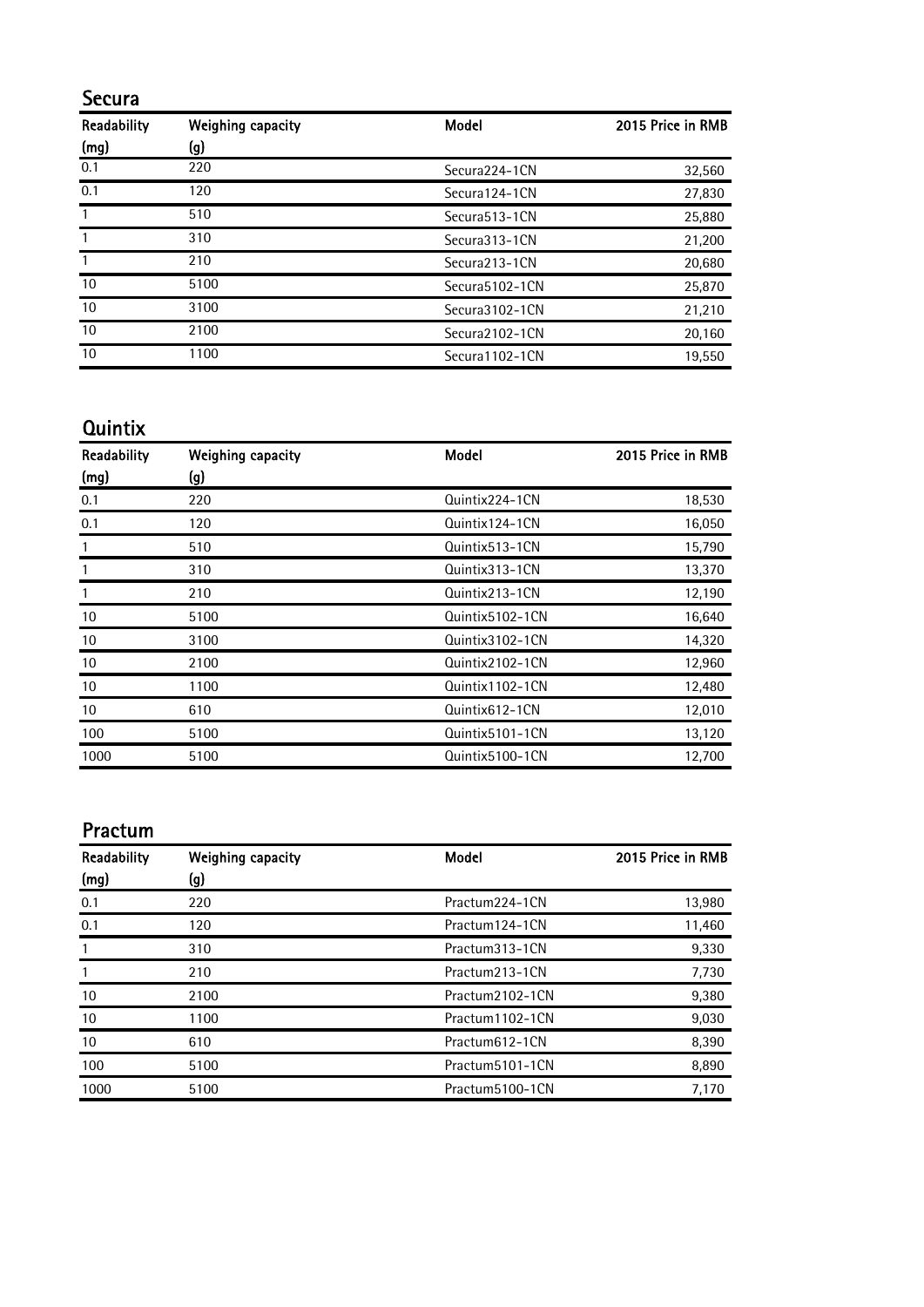## Secura

| Readability (mg) | Weighing capacity (g) | Model | 2015 Price in RMB |
|---|---|---|---|
| 0.1 | 220 | Secura224-1CN | 32,560 |
| 0.1 | 120 | Secura124-1CN | 27,830 |
| 1 | 510 | Secura513-1CN | 25,880 |
| 1 | 310 | Secura313-1CN | 21,200 |
| 1 | 210 | Secura213-1CN | 20,680 |
| 10 | 5100 | Secura5102-1CN | 25,870 |
| 10 | 3100 | Secura3102-1CN | 21,210 |
| 10 | 2100 | Secura2102-1CN | 20,160 |
| 10 | 1100 | Secura1102-1CN | 19,550 |

## Quintix

| Readability (mg) | Weighing capacity (g) | Model | 2015 Price in RMB |
|---|---|---|---|
| 0.1 | 220 | Quintix224-1CN | 18,530 |
| 0.1 | 120 | Quintix124-1CN | 16,050 |
| 1 | 510 | Quintix513-1CN | 15,790 |
| 1 | 310 | Quintix313-1CN | 13,370 |
| 1 | 210 | Quintix213-1CN | 12,190 |
| 10 | 5100 | Quintix5102-1CN | 16,640 |
| 10 | 3100 | Quintix3102-1CN | 14,320 |
| 10 | 2100 | Quintix2102-1CN | 12,960 |
| 10 | 1100 | Quintix1102-1CN | 12,480 |
| 10 | 610 | Quintix612-1CN | 12,010 |
| 100 | 5100 | Quintix5101-1CN | 13,120 |
| 1000 | 5100 | Quintix5100-1CN | 12,700 |

## Practum

| Readability (mg) | Weighing capacity (g) | Model | 2015 Price in RMB |
|---|---|---|---|
| 0.1 | 220 | Practum224-1CN | 13,980 |
| 0.1 | 120 | Practum124-1CN | 11,460 |
| 1 | 310 | Practum313-1CN | 9,330 |
| 1 | 210 | Practum213-1CN | 7,730 |
| 10 | 2100 | Practum2102-1CN | 9,380 |
| 10 | 1100 | Practum1102-1CN | 9,030 |
| 10 | 610 | Practum612-1CN | 8,390 |
| 100 | 5100 | Practum5101-1CN | 8,890 |
| 1000 | 5100 | Practum5100-1CN | 7,170 |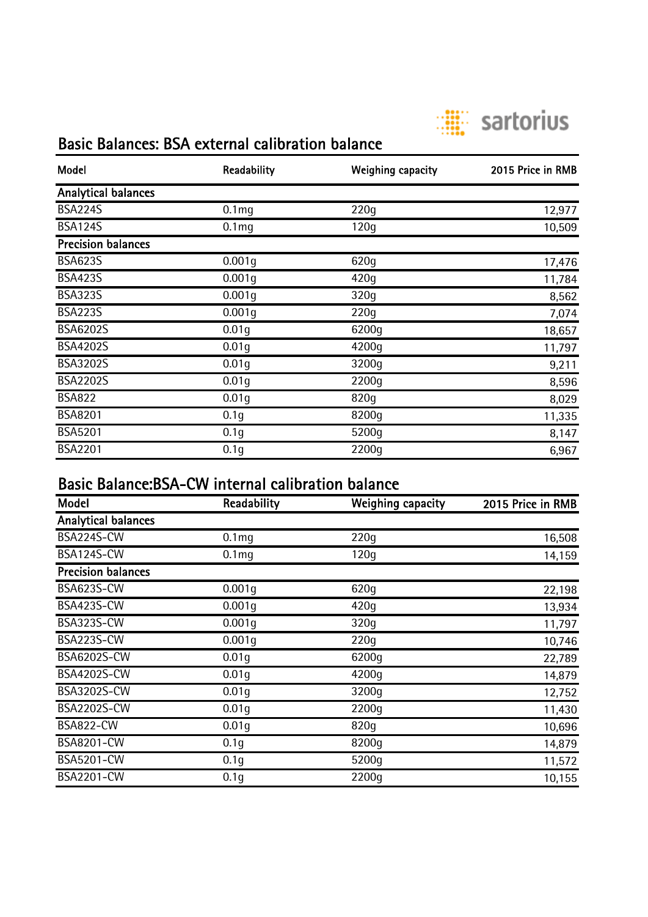sartorius

## Basic Balances: BSA external calibration balance

| Model | Readability | Weighing capacity | 2015 Price in RMB |
|---|---|---|---|
| **Analytical balances** | | | |
| BSA224S | 0.1mg | 220g | 12,977 |
| BSA124S | 0.1mg | 120g | 10,509 |
| **Precision balances** | | | |
| BSA623S | 0.001g | 620g | 17,476 |
| BSA423S | 0.001g | 420g | 11,784 |
| BSA323S | 0.001g | 320g | 8,562 |
| BSA223S | 0.001g | 220g | 7,074 |
| BSA6202S | 0.01g | 6200g | 18,657 |
| BSA4202S | 0.01g | 4200g | 11,797 |
| BSA3202S | 0.01g | 3200g | 9,211 |
| BSA2202S | 0.01g | 2200g | 8,596 |
| BSA822 | 0.01g | 820g | 8,029 |
| BSA8201 | 0.1g | 8200g | 11,335 |
| BSA5201 | 0.1g | 5200g | 8,147 |
| BSA2201 | 0.1g | 2200g | 6,967 |

## Basic Balance:BSA-CW internal calibration balance

| Model | Readability | Weighing capacity | 2015 Price in RMB |
|---|---|---|---|
| **Analytical balances** | | | |
| BSA224S-CW | 0.1mg | 220g | 16,508 |
| BSA124S-CW | 0.1mg | 120g | 14,159 |
| **Precision balances** | | | |
| BSA623S-CW | 0.001g | 620g | 22,198 |
| BSA423S-CW | 0.001g | 420g | 13,934 |
| BSA323S-CW | 0.001g | 320g | 11,797 |
| BSA223S-CW | 0.001g | 220g | 10,746 |
| BSA6202S-CW | 0.01g | 6200g | 22,789 |
| BSA4202S-CW | 0.01g | 4200g | 14,879 |
| BSA3202S-CW | 0.01g | 3200g | 12,752 |
| BSA2202S-CW | 0.01g | 2200g | 11,430 |
| BSA822-CW | 0.01g | 820g | 10,696 |
| BSA8201-CW | 0.1g | 8200g | 14,879 |
| BSA5201-CW | 0.1g | 5200g | 11,572 |
| BSA2201-CW | 0.1g | 2200g | 10,155 |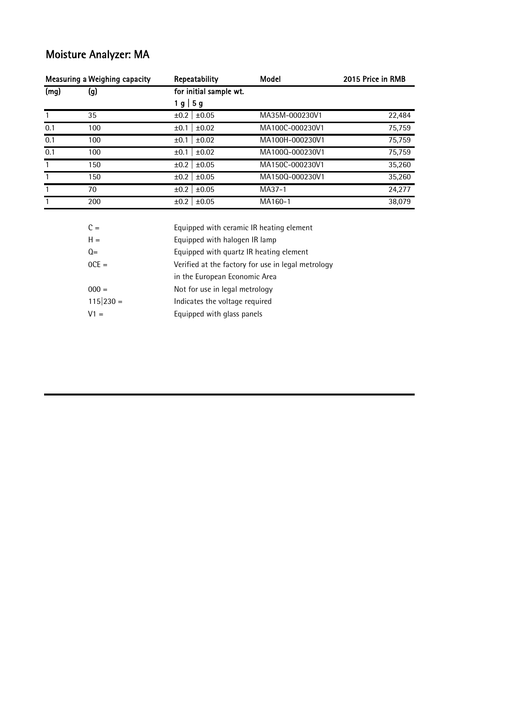# Moisture Analyzer: MA

| Measuring a (mg) | Weighing capacity (g) | Repeatability for initial sample wt. 1 g \| 5 g | Model | 2015 Price in RMB |
|---|---|---|---|---|
| 1 | 35 | ±0.2 \| ±0.05 | MA35M-000230V1 | 22,484 |
| 0.1 | 100 | ±0.1 \| ±0.02 | MA100C-000230V1 | 75,759 |
| 0.1 | 100 | ±0.1 \| ±0.02 | MA100H-000230V1 | 75,759 |
| 0.1 | 100 | ±0.1 \| ±0.02 | MA100Q-000230V1 | 75,759 |
| 1 | 150 | ±0.2 \| ±0.05 | MA150C-000230V1 | 35,260 |
| 1 | 150 | ±0.2 \| ±0.05 | MA150Q-000230V1 | 35,260 |
| 1 | 70 | ±0.2 \| ±0.05 | MA37-1 | 24,277 |
| 1 | 200 | ±0.2 \| ±0.05 | MA160-1 | 38,079 |

| | |
|---|---|
| C = | Equipped with ceramic IR heating element |
| H = | Equipped with halogen IR lamp |
| Q= | Equipped with quartz IR heating element |
| 0CE = | Verified at the factory for use in legal metrology in the European Economic Area |
| 000 = | Not for use in legal metrology |
| 115\|230 = | Indicates the voltage required |
| V1 = | Equipped with glass panels |